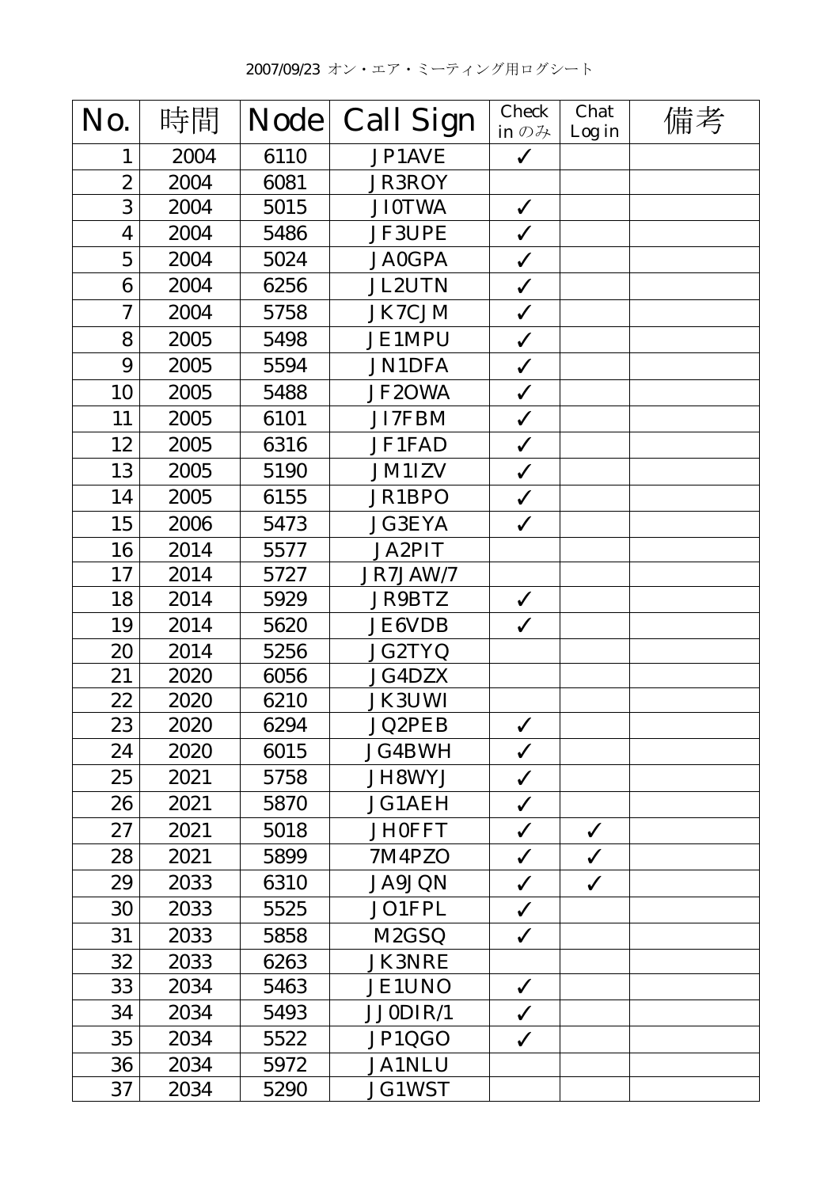2007/09/23 オン・エア・ミーティング用ログシート

| No. | 時間 | Node | Call Sign | Check in のみ | Chat Log in | 備考 |
|---|---|---|---|---|---|---|
| 1 | 2004 | 6110 | JP1AVE | ✓ | | |
| 2 | 2004 | 6081 | JR3ROY | | | |
| 3 | 2004 | 5015 | JI0TWA | ✓ | | |
| 4 | 2004 | 5486 | JF3UPE | ✓ | | |
| 5 | 2004 | 5024 | JA0GPA | ✓ | | |
| 6 | 2004 | 6256 | JL2UTN | ✓ | | |
| 7 | 2004 | 5758 | JK7CJM | ✓ | | |
| 8 | 2005 | 5498 | JE1MPU | ✓ | | |
| 9 | 2005 | 5594 | JN1DFA | ✓ | | |
| 10 | 2005 | 5488 | JF2OWA | ✓ | | |
| 11 | 2005 | 6101 | JI7FBM | ✓ | | |
| 12 | 2005 | 6316 | JF1FAD | ✓ | | |
| 13 | 2005 | 5190 | JM1IZV | ✓ | | |
| 14 | 2005 | 6155 | JR1BPO | ✓ | | |
| 15 | 2006 | 5473 | JG3EYA | ✓ | | |
| 16 | 2014 | 5577 | JA2PIT | | | |
| 17 | 2014 | 5727 | JR7JAW/7 | | | |
| 18 | 2014 | 5929 | JR9BTZ | ✓ | | |
| 19 | 2014 | 5620 | JE6VDB | ✓ | | |
| 20 | 2014 | 5256 | JG2TYQ | | | |
| 21 | 2020 | 6056 | JG4DZX | | | |
| 22 | 2020 | 6210 | JK3UWI | | | |
| 23 | 2020 | 6294 | JQ2PEB | ✓ | | |
| 24 | 2020 | 6015 | JG4BWH | ✓ | | |
| 25 | 2021 | 5758 | JH8WYJ | ✓ | | |
| 26 | 2021 | 5870 | JG1AEH | ✓ | | |
| 27 | 2021 | 5018 | JH0FFT | ✓ | ✓ | |
| 28 | 2021 | 5899 | 7M4PZO | ✓ | ✓ | |
| 29 | 2033 | 6310 | JA9JQN | ✓ | ✓ | |
| 30 | 2033 | 5525 | JO1FPL | ✓ | | |
| 31 | 2033 | 5858 | M2GSQ | ✓ | | |
| 32 | 2033 | 6263 | JK3NRE | | | |
| 33 | 2034 | 5463 | JE1UNO | ✓ | | |
| 34 | 2034 | 5493 | JJ0DIR/1 | ✓ | | |
| 35 | 2034 | 5522 | JP1QGO | ✓ | | |
| 36 | 2034 | 5972 | JA1NLU | | | |
| 37 | 2034 | 5290 | JG1WST | | | |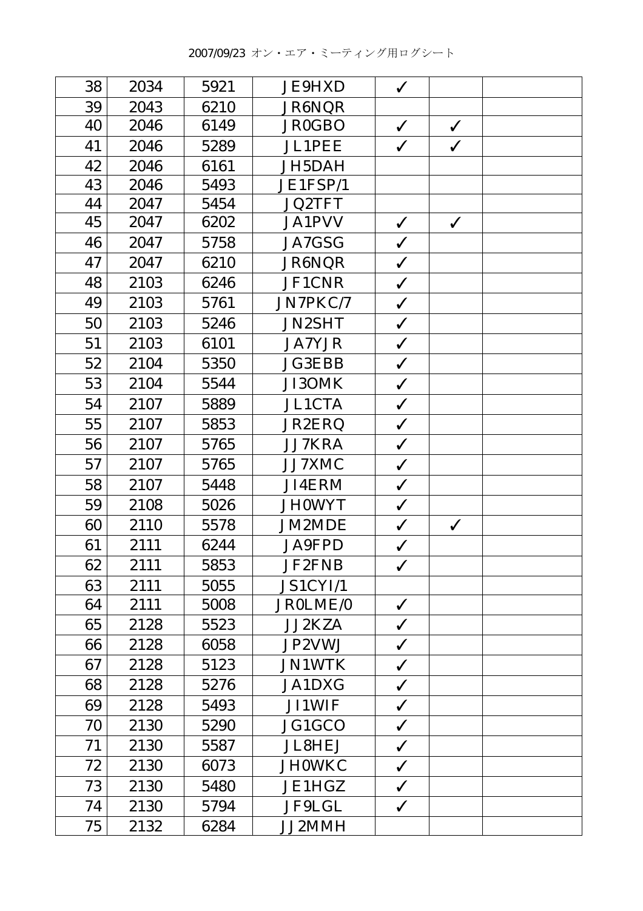2007/09/23 オン・エア・ミーティング用ログシート

| | | | | | | |
|---|---|---|---|---|---|---|
| 38 | 2034 | 5921 | JE9HXD | ✓ | | |
| 39 | 2043 | 6210 | JR6NQR | | | |
| 40 | 2046 | 6149 | JR0GBO | ✓ | ✓ | |
| 41 | 2046 | 5289 | JL1PEE | ✓ | ✓ | |
| 42 | 2046 | 6161 | JH5DAH | | | |
| 43 | 2046 | 5493 | JE1FSP/1 | | | |
| 44 | 2047 | 5454 | JQ2TFT | | | |
| 45 | 2047 | 6202 | JA1PVV | ✓ | ✓ | |
| 46 | 2047 | 5758 | JA7GSG | ✓ | | |
| 47 | 2047 | 6210 | JR6NQR | ✓ | | |
| 48 | 2103 | 6246 | JF1CNR | ✓ | | |
| 49 | 2103 | 5761 | JN7PKC/7 | ✓ | | |
| 50 | 2103 | 5246 | JN2SHT | ✓ | | |
| 51 | 2103 | 6101 | JA7YJR | ✓ | | |
| 52 | 2104 | 5350 | JG3EBB | ✓ | | |
| 53 | 2104 | 5544 | JI3OMK | ✓ | | |
| 54 | 2107 | 5889 | JL1CTA | ✓ | | |
| 55 | 2107 | 5853 | JR2ERQ | ✓ | | |
| 56 | 2107 | 5765 | JJ7KRA | ✓ | | |
| 57 | 2107 | 5765 | JJ7XMC | ✓ | | |
| 58 | 2107 | 5448 | JI4ERM | ✓ | | |
| 59 | 2108 | 5026 | JH0WYT | ✓ | | |
| 60 | 2110 | 5578 | JM2MDE | ✓ | ✓ | |
| 61 | 2111 | 6244 | JA9FPD | ✓ | | |
| 62 | 2111 | 5853 | JF2FNB | ✓ | | |
| 63 | 2111 | 5055 | JS1CYI/1 | | | |
| 64 | 2111 | 5008 | JR0LME/0 | ✓ | | |
| 65 | 2128 | 5523 | JJ2KZA | ✓ | | |
| 66 | 2128 | 6058 | JP2VWJ | ✓ | | |
| 67 | 2128 | 5123 | JN1WTK | ✓ | | |
| 68 | 2128 | 5276 | JA1DXG | ✓ | | |
| 69 | 2128 | 5493 | JI1WIF | ✓ | | |
| 70 | 2130 | 5290 | JG1GCO | ✓ | | |
| 71 | 2130 | 5587 | JL8HEJ | ✓ | | |
| 72 | 2130 | 6073 | JH0WKC | ✓ | | |
| 73 | 2130 | 5480 | JE1HGZ | ✓ | | |
| 74 | 2130 | 5794 | JF9LGL | ✓ | | |
| 75 | 2132 | 6284 | JJ2MMH | | | |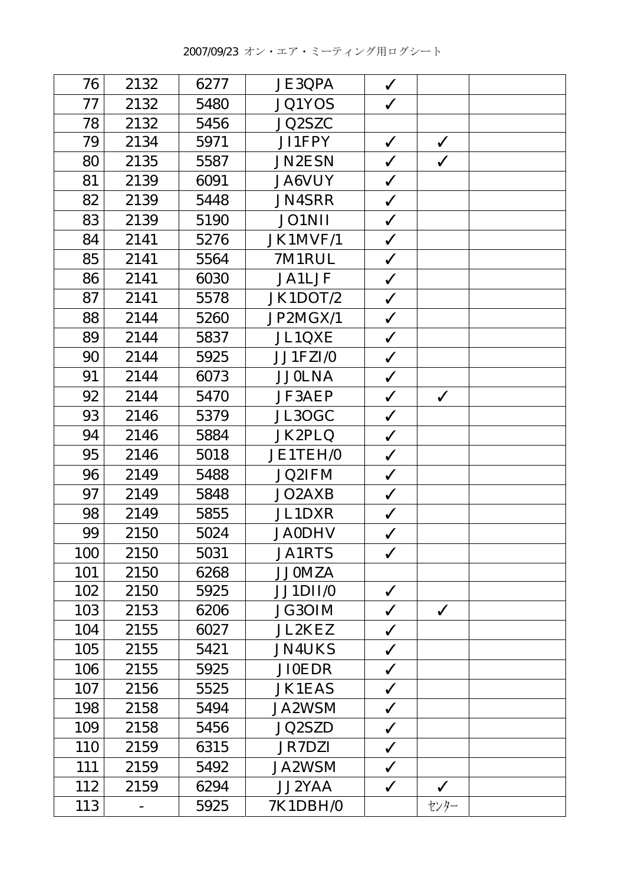2007/09/23 オン・エア・ミーティング用ログシート

| | | | | | | |
|---|---|---|---|---|---|---|
| 76 | 2132 | 6277 | JE3QPA | ✓ | | |
| 77 | 2132 | 5480 | JQ1YOS | ✓ | | |
| 78 | 2132 | 5456 | JQ2SZC | | | |
| 79 | 2134 | 5971 | JI1FPY | ✓ | ✓ | |
| 80 | 2135 | 5587 | JN2ESN | ✓ | ✓ | |
| 81 | 2139 | 6091 | JA6VUY | ✓ | | |
| 82 | 2139 | 5448 | JN4SRR | ✓ | | |
| 83 | 2139 | 5190 | JO1NII | ✓ | | |
| 84 | 2141 | 5276 | JK1MVF/1 | ✓ | | |
| 85 | 2141 | 5564 | 7M1RUL | ✓ | | |
| 86 | 2141 | 6030 | JA1LJF | ✓ | | |
| 87 | 2141 | 5578 | JK1DOT/2 | ✓ | | |
| 88 | 2144 | 5260 | JP2MGX/1 | ✓ | | |
| 89 | 2144 | 5837 | JL1QXE | ✓ | | |
| 90 | 2144 | 5925 | JJ1FZI/0 | ✓ | | |
| 91 | 2144 | 6073 | JJ0LNA | ✓ | | |
| 92 | 2144 | 5470 | JF3AEP | ✓ | ✓ | |
| 93 | 2146 | 5379 | JL3OGC | ✓ | | |
| 94 | 2146 | 5884 | JK2PLQ | ✓ | | |
| 95 | 2146 | 5018 | JE1TEH/0 | ✓ | | |
| 96 | 2149 | 5488 | JQ2IFM | ✓ | | |
| 97 | 2149 | 5848 | JO2AXB | ✓ | | |
| 98 | 2149 | 5855 | JL1DXR | ✓ | | |
| 99 | 2150 | 5024 | JA0DHV | ✓ | | |
| 100 | 2150 | 5031 | JA1RTS | ✓ | | |
| 101 | 2150 | 6268 | JJ0MZA | | | |
| 102 | 2150 | 5925 | JJ1DII/0 | ✓ | | |
| 103 | 2153 | 6206 | JG3OIM | ✓ | ✓ | |
| 104 | 2155 | 6027 | JL2KEZ | ✓ | | |
| 105 | 2155 | 5421 | JN4UKS | ✓ | | |
| 106 | 2155 | 5925 | JI0EDR | ✓ | | |
| 107 | 2156 | 5525 | JK1EAS | ✓ | | |
| 198 | 2158 | 5494 | JA2WSM | ✓ | | |
| 109 | 2158 | 5456 | JQ2SZD | ✓ | | |
| 110 | 2159 | 6315 | JR7DZI | ✓ | | |
| 111 | 2159 | 5492 | JA2WSM | ✓ | | |
| 112 | 2159 | 6294 | JJ2YAA | ✓ | ✓ | |
| 113 | - | 5925 | 7K1DBH/0 | | ｾﾝﾀｰ | |